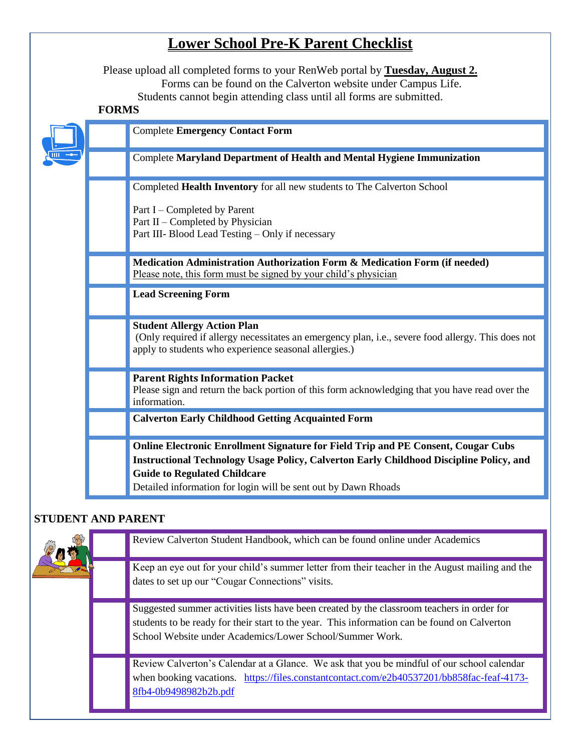# Lower School Pre-K Parent Checklist

Please upload all completed forms to your RenWeb portal by **Tuesday, August 2.**
Forms can be found on the Calverton website under Campus Life.
Students cannot begin attending class until all forms are submitted.

**FORMS**

| | |
|---|---|
| | Complete **Emergency Contact Form** |
| | Complete **Maryland Department of Health and Mental Hygiene Immunization** |
| | Completed **Health Inventory** for all new students to The Calverton School<br><br>Part I – Completed by Parent<br>Part II – Completed by Physician<br>Part III- Blood Lead Testing – Only if necessary |
| | **Medication Administration Authorization Form & Medication Form (if needed)**<br>Please note, this form must be signed by your child's physician |
| | **Lead Screening Form** |
| | **Student Allergy Action Plan**<br>(Only required if allergy necessitates an emergency plan, i.e., severe food allergy. This does not apply to students who experience seasonal allergies.) |
| | **Parent Rights Information Packet**<br>Please sign and return the back portion of this form acknowledging that you have read over the information. |
| | **Calverton Early Childhood Getting Acquainted Form** |
| | **Online Electronic Enrollment Signature for Field Trip and PE Consent, Cougar Cubs Instructional Technology Usage Policy, Calverton Early Childhood Discipline Policy, and Guide to Regulated Childcare**<br>Detailed information for login will be sent out by Dawn Rhoads |

**STUDENT AND PARENT**

| | |
|---|---|
| | Review Calverton Student Handbook, which can be found online under Academics |
| | Keep an eye out for your child's summer letter from their teacher in the August mailing and the dates to set up our "Cougar Connections" visits. |
| | Suggested summer activities lists have been created by the classroom teachers in order for students to be ready for their start to the year. This information can be found on Calverton School Website under Academics/Lower School/Summer Work. |
| | Review Calverton's Calendar at a Glance. We ask that you be mindful of our school calendar when booking vacations. https://files.constantcontact.com/e2b40537201/bb858fac-feaf-4173-8fb4-0b9498982b2b.pdf |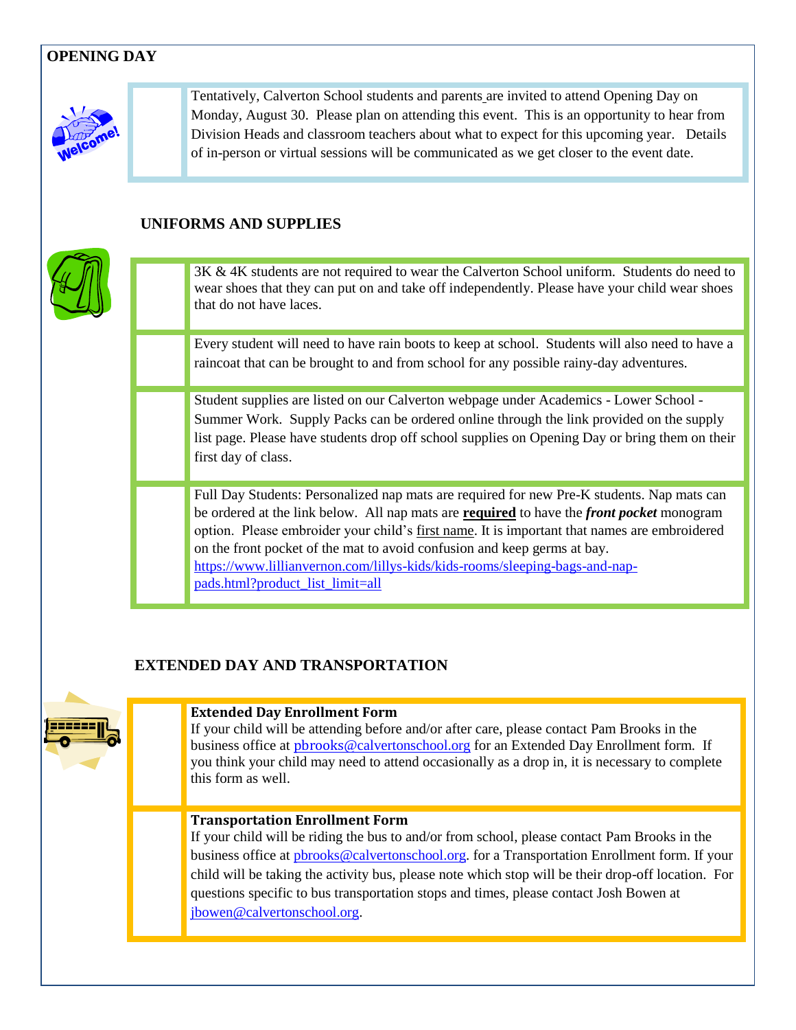## OPENING DAY

Tentatively, Calverton School students and parents are invited to attend Opening Day on Monday, August 30. Please plan on attending this event. This is an opportunity to hear from Division Heads and classroom teachers about what to expect for this upcoming year. Details of in-person or virtual sessions will be communicated as we get closer to the event date.

## UNIFORMS AND SUPPLIES

3K & 4K students are not required to wear the Calverton School uniform. Students do need to wear shoes that they can put on and take off independently. Please have your child wear shoes that do not have laces.

Every student will need to have rain boots to keep at school. Students will also need to have a raincoat that can be brought to and from school for any possible rainy-day adventures.

Student supplies are listed on our Calverton webpage under Academics - Lower School - Summer Work. Supply Packs can be ordered online through the link provided on the supply list page. Please have students drop off school supplies on Opening Day or bring them on their first day of class.

Full Day Students: Personalized nap mats are required for new Pre-K students. Nap mats can be ordered at the link below. All nap mats are **required** to have the ***front pocket*** monogram option. Please embroider your child's first name. It is important that names are embroidered on the front pocket of the mat to avoid confusion and keep germs at bay.
https://www.lillianvernon.com/lillys-kids/kids-rooms/sleeping-bags-and-nap-pads.html?product_list_limit=all

## EXTENDED DAY AND TRANSPORTATION

**Extended Day Enrollment Form**
If your child will be attending before and/or after care, please contact Pam Brooks in the business office at pbrooks@calvertonschool.org for an Extended Day Enrollment form. If you think your child may need to attend occasionally as a drop in, it is necessary to complete this form as well.

**Transportation Enrollment Form**
If your child will be riding the bus to and/or from school, please contact Pam Brooks in the business office at pbrooks@calvertonschool.org. for a Transportation Enrollment form. If your child will be taking the activity bus, please note which stop will be their drop-off location. For questions specific to bus transportation stops and times, please contact Josh Bowen at jbowen@calvertonschool.org.